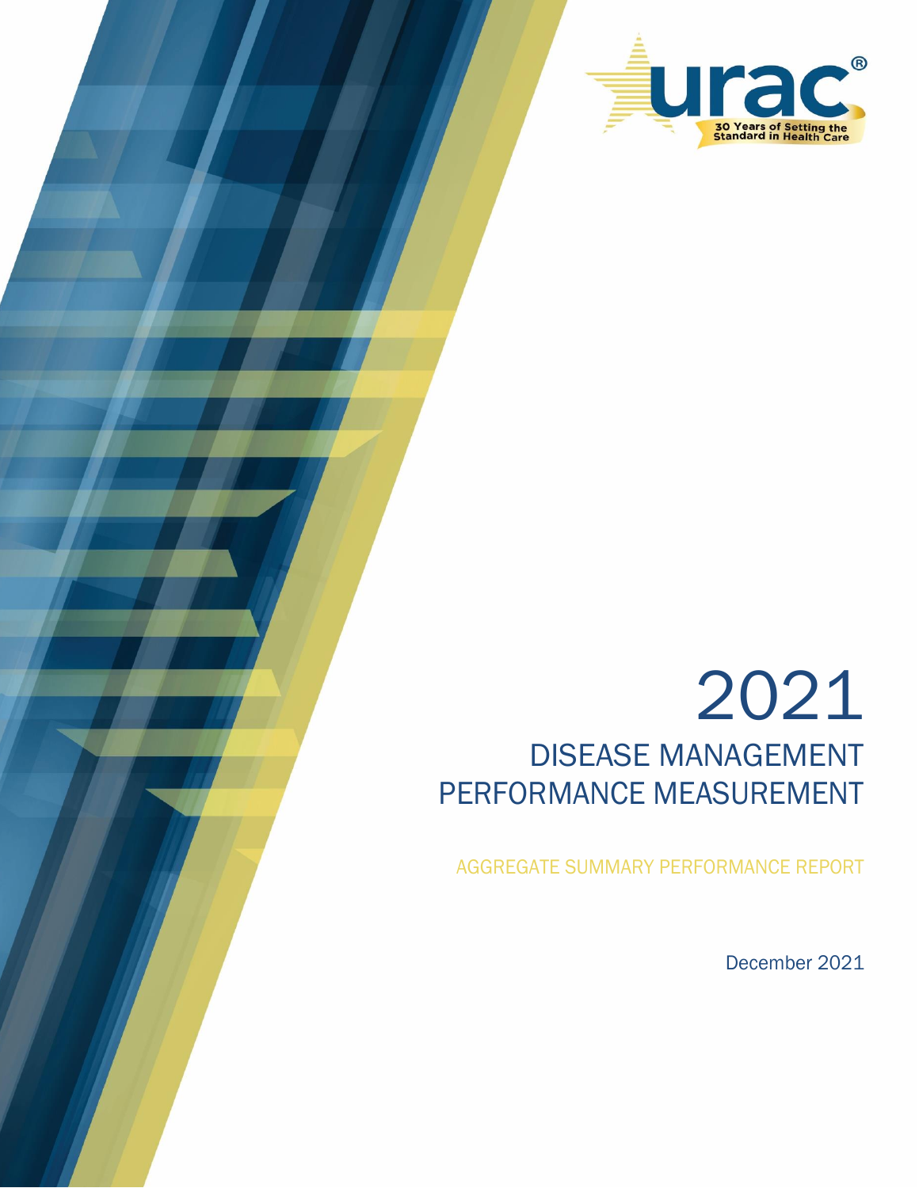urac®

30 Years of Setting the Standard in Health Care

# 2021

## DISEASE MANAGEMENT PERFORMANCE MEASUREMENT

AGGREGATE SUMMARY PERFORMANCE REPORT

December 2021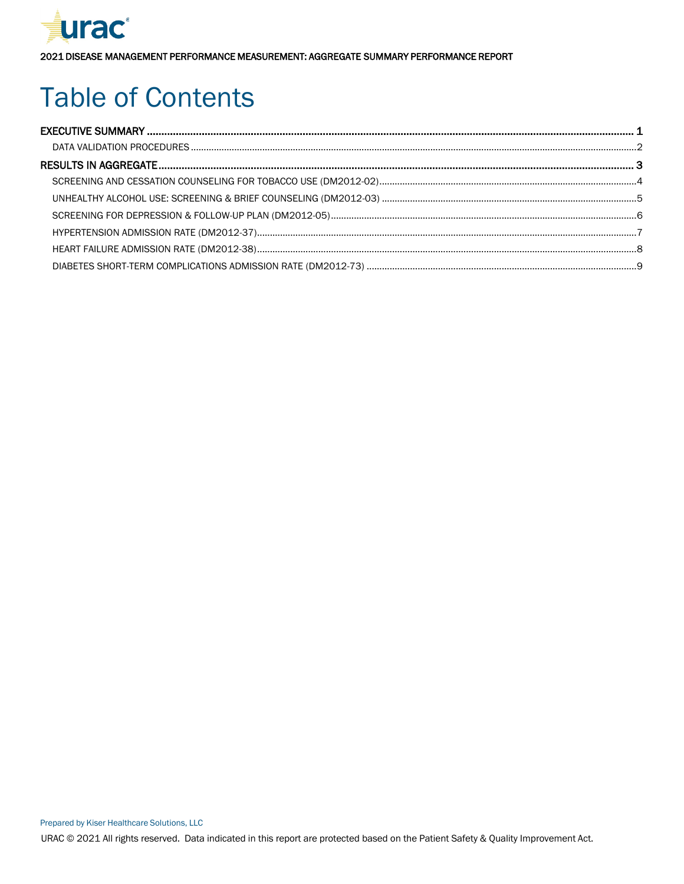# Table of Contents

EXECUTIVE SUMMARY ........................................................ 1

- DATA VALIDATION PROCEDURES ........................................................ 2

RESULTS IN AGGREGATE ........................................................ 3

- SCREENING AND CESSATION COUNSELING FOR TOBACCO USE (DM2012-02) ........................................................ 4
- UNHEALTHY ALCOHOL USE: SCREENING & BRIEF COUNSELING (DM2012-03) ........................................................ 5
- SCREENING FOR DEPRESSION & FOLLOW-UP PLAN (DM2012-05) ........................................................ 6
- HYPERTENSION ADMISSION RATE (DM2012-37) ........................................................ 7
- HEART FAILURE ADMISSION RATE (DM2012-38) ........................................................ 8
- DIABETES SHORT-TERM COMPLICATIONS ADMISSION RATE (DM2012-73) ........................................................ 9

Prepared by Kiser Healthcare Solutions, LLC

URAC © 2021 All rights reserved. Data indicated in this report are protected based on the Patient Safety & Quality Improvement Act.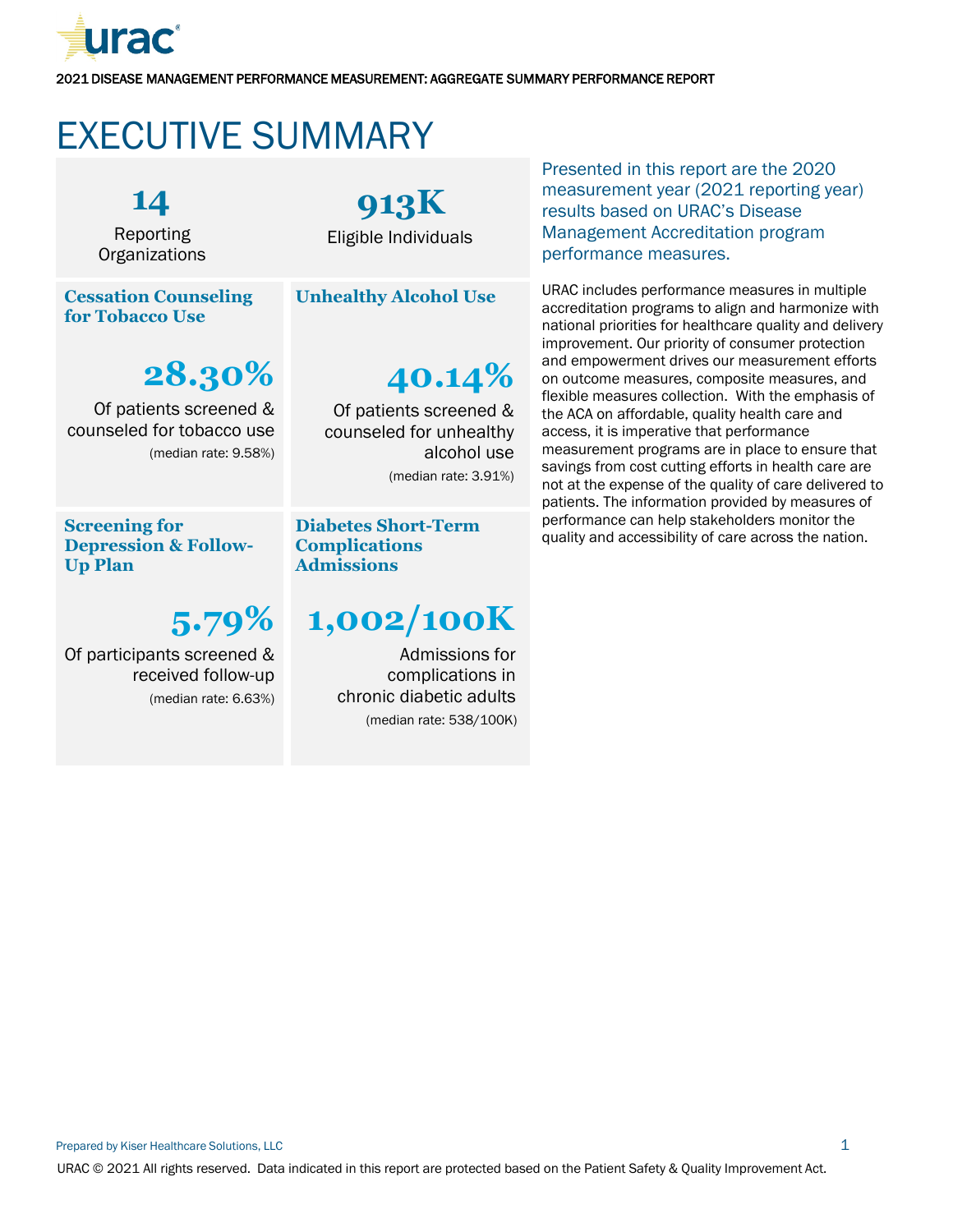2021 DISEASE MANAGEMENT PERFORMANCE MEASUREMENT: AGGREGATE SUMMARY PERFORMANCE REPORT

# EXECUTIVE SUMMARY

**14**
Reporting Organizations

**913K**
Eligible Individuals

### Cessation Counseling for Tobacco Use

**28.30%**
Of patients screened & counseled for tobacco use
(median rate: 9.58%)

### Unhealthy Alcohol Use

**40.14%**
Of patients screened & counseled for unhealthy alcohol use
(median rate: 3.91%)

### Screening for Depression & Follow-Up Plan

**5.79%**
Of participants screened & received follow-up
(median rate: 6.63%)

### Diabetes Short-Term Complications Admissions

**1,002/100K**
Admissions for complications in chronic diabetic adults
(median rate: 538/100K)

Presented in this report are the 2020 measurement year (2021 reporting year) results based on URAC's Disease Management Accreditation program performance measures.

URAC includes performance measures in multiple accreditation programs to align and harmonize with national priorities for healthcare quality and delivery improvement. Our priority of consumer protection and empowerment drives our measurement efforts on outcome measures, composite measures, and flexible measures collection. With the emphasis of the ACA on affordable, quality health care and access, it is imperative that performance measurement programs are in place to ensure that savings from cost cutting efforts in health care are not at the expense of the quality of care delivered to patients. The information provided by measures of performance can help stakeholders monitor the quality and accessibility of care across the nation.

Prepared by Kiser Healthcare Solutions, LLC

URAC © 2021 All rights reserved. Data indicated in this report are protected based on the Patient Safety & Quality Improvement Act.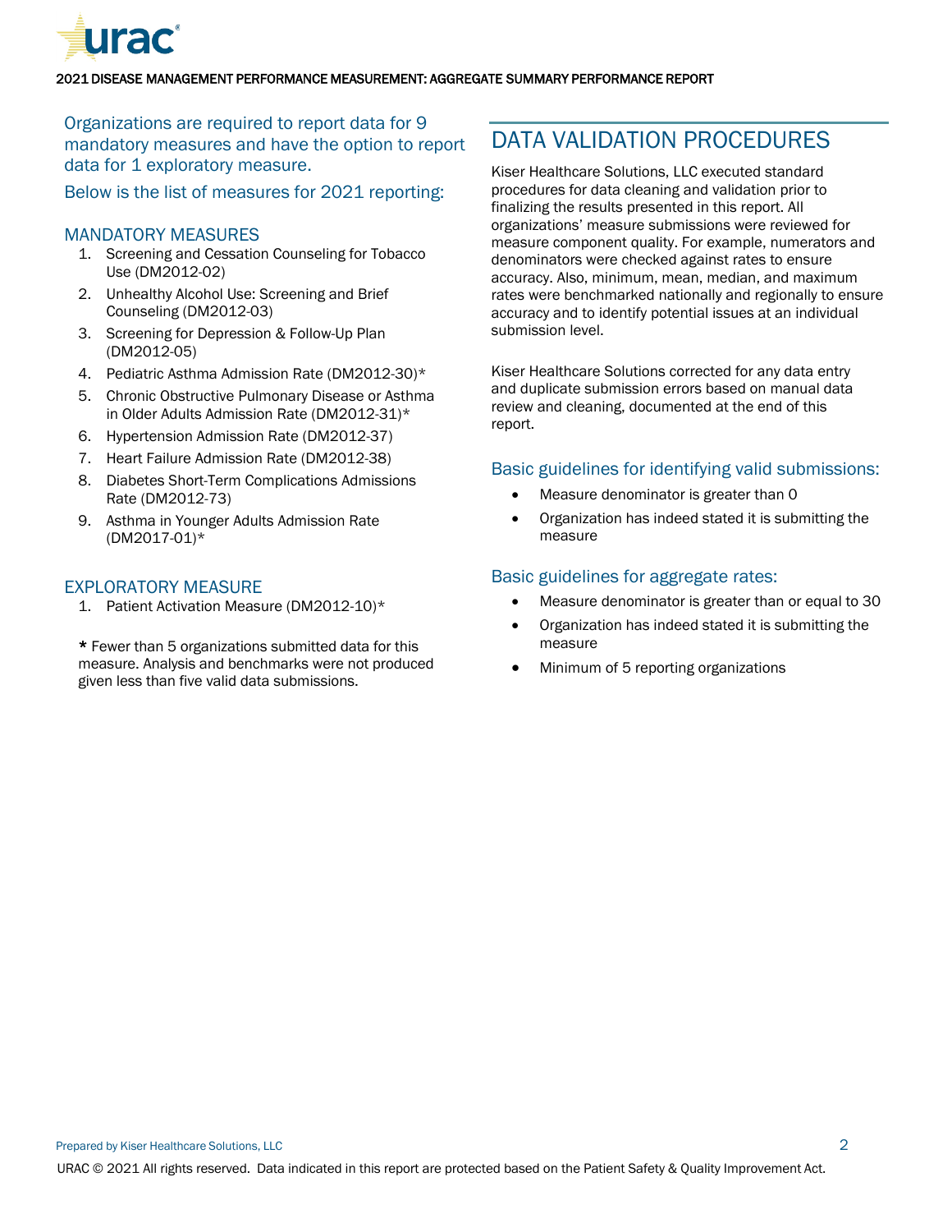Organizations are required to report data for 9 mandatory measures and have the option to report data for 1 exploratory measure.

Below is the list of measures for 2021 reporting:

### MANDATORY MEASURES

1. Screening and Cessation Counseling for Tobacco Use (DM2012-02)
2. Unhealthy Alcohol Use: Screening and Brief Counseling (DM2012-03)
3. Screening for Depression & Follow-Up Plan (DM2012-05)
4. Pediatric Asthma Admission Rate (DM2012-30)*
5. Chronic Obstructive Pulmonary Disease or Asthma in Older Adults Admission Rate (DM2012-31)*
6. Hypertension Admission Rate (DM2012-37)
7. Heart Failure Admission Rate (DM2012-38)
8. Diabetes Short-Term Complications Admissions Rate (DM2012-73)
9. Asthma in Younger Adults Admission Rate (DM2017-01)*

### EXPLORATORY MEASURE

1. Patient Activation Measure (DM2012-10)*

**\*** Fewer than 5 organizations submitted data for this measure. Analysis and benchmarks were not produced given less than five valid data submissions.

## DATA VALIDATION PROCEDURES

Kiser Healthcare Solutions, LLC executed standard procedures for data cleaning and validation prior to finalizing the results presented in this report. All organizations' measure submissions were reviewed for measure component quality. For example, numerators and denominators were checked against rates to ensure accuracy. Also, minimum, mean, median, and maximum rates were benchmarked nationally and regionally to ensure accuracy and to identify potential issues at an individual submission level.

Kiser Healthcare Solutions corrected for any data entry and duplicate submission errors based on manual data review and cleaning, documented at the end of this report.

### Basic guidelines for identifying valid submissions:

- Measure denominator is greater than 0
- Organization has indeed stated it is submitting the measure

### Basic guidelines for aggregate rates:

- Measure denominator is greater than or equal to 30
- Organization has indeed stated it is submitting the measure
- Minimum of 5 reporting organizations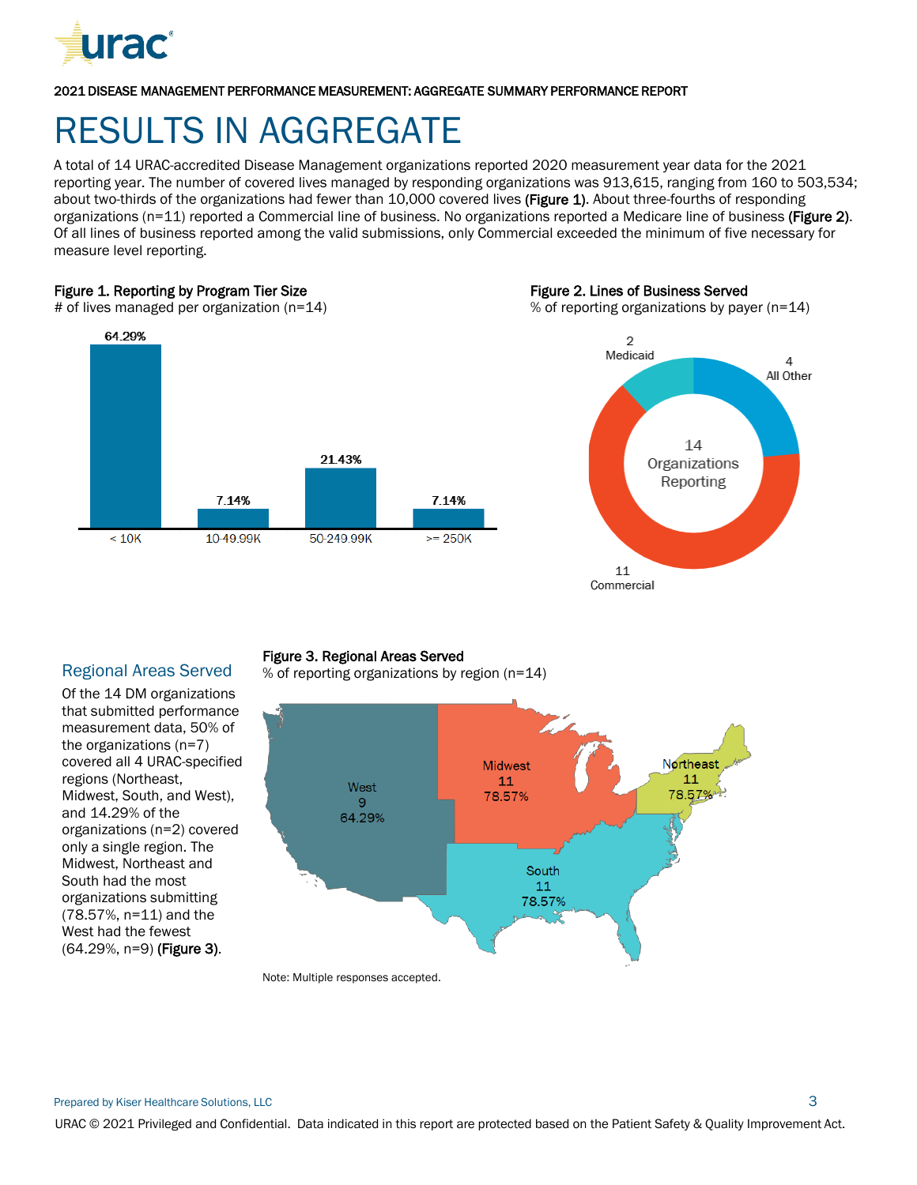# RESULTS IN AGGREGATE

A total of 14 URAC-accredited Disease Management organizations reported 2020 measurement year data for the 2021 reporting year. The number of covered lives managed by responding organizations was 913,615, ranging from 160 to 503,534; about two-thirds of the organizations had fewer than 10,000 covered lives **(Figure 1)**. About three-fourths of responding organizations (n=11) reported a Commercial line of business. No organizations reported a Medicare line of business **(Figure 2)**. Of all lines of business reported among the valid submissions, only Commercial exceeded the minimum of five necessary for measure level reporting.

**Figure 1. Reporting by Program Tier Size**

\# of lives managed per organization (n=14)

| < 10K | 10-49.99K | 50-249.99K | >= 250K |
|---|---|---|---|
| 64.29% | 7.14% | 21.43% | 7.14% |

**Figure 2. Lines of Business Served**

% of reporting organizations by payer (n=14)

14 Organizations Reporting

| Line of Business | Organizations |
|---|---|
| Medicaid | 2 |
| All Other | 4 |
| Commercial | 11 |

## Regional Areas Served

Of the 14 DM organizations that submitted performance measurement data, 50% of the organizations (n=7) covered all 4 URAC-specified regions (Northeast, Midwest, South, and West), and 14.29% of the organizations (n=2) covered only a single region. The Midwest, Northeast and South had the most organizations submitting (78.57%, n=11) and the West had the fewest (64.29%, n=9) **(Figure 3)**.

**Figure 3. Regional Areas Served**

% of reporting organizations by region (n=14)

| Region | Organizations | Percent |
|---|---|---|
| West | 9 | 64.29% |
| Midwest | 11 | 78.57% |
| Northeast | 11 | 78.57% |
| South | 11 | 78.57% |

Note: Multiple responses accepted.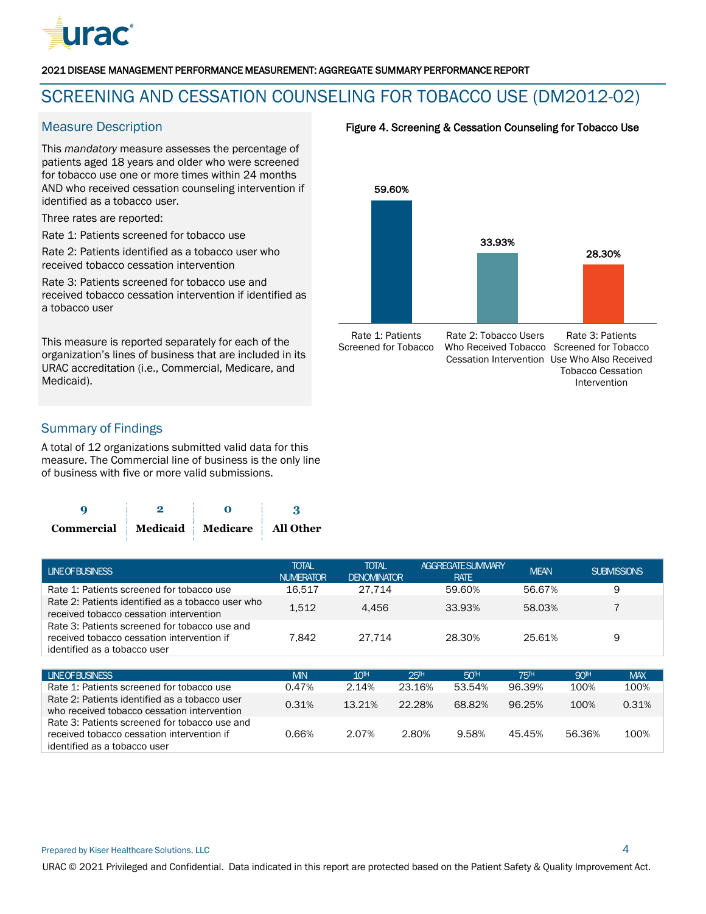2021 DISEASE MANAGEMENT PERFORMANCE MEASUREMENT: AGGREGATE SUMMARY PERFORMANCE REPORT

# SCREENING AND CESSATION COUNSELING FOR TOBACCO USE (DM2012-02)

## Measure Description

This *mandatory* measure assesses the percentage of patients aged 18 years and older who were screened for tobacco use one or more times within 24 months AND who received cessation counseling intervention if identified as a tobacco user.

Three rates are reported:

Rate 1: Patients screened for tobacco use

Rate 2: Patients identified as a tobacco user who received tobacco cessation intervention

Rate 3: Patients screened for tobacco use and received tobacco cessation intervention if identified as a tobacco user

This measure is reported separately for each of the organization's lines of business that are included in its URAC accreditation (i.e., Commercial, Medicare, and Medicaid).

**Figure 4. Screening & Cessation Counseling for Tobacco Use**

| Rate | Value |
|---|---|
| Rate 1: Patients Screened for Tobacco | 59.60% |
| Rate 2: Tobacco Users Who Received Tobacco Cessation Intervention | 33.93% |
| Rate 3: Patients Screened for Tobacco Use Who Also Received Tobacco Cessation Intervention | 28.30% |

## Summary of Findings

A total of 12 organizations submitted valid data for this measure. The Commercial line of business is the only line of business with five or more valid submissions.

| Commercial | Medicaid | Medicare | All Other |
|---|---|---|---|
| 9 | 2 | 0 | 3 |

| LINE OF BUSINESS | TOTAL NUMERATOR | TOTAL DENOMINATOR | AGGREGATE SUMMARY RATE | MEAN | SUBMISSIONS |
|---|---|---|---|---|---|
| Rate 1: Patients screened for tobacco use | 16,517 | 27,714 | 59.60% | 56.67% | 9 |
| Rate 2: Patients identified as a tobacco user who received tobacco cessation intervention | 1,512 | 4,456 | 33.93% | 58.03% | 7 |
| Rate 3: Patients screened for tobacco use and received tobacco cessation intervention if identified as a tobacco user | 7,842 | 27,714 | 28.30% | 25.61% | 9 |

| LINE OF BUSINESS | MIN | 10TH | 25TH | 50TH | 75TH | 90TH | MAX |
|---|---|---|---|---|---|---|---|
| Rate 1: Patients screened for tobacco use | 0.47% | 2.14% | 23.16% | 53.54% | 96.39% | 100% | 100% |
| Rate 2: Patients identified as a tobacco user who received tobacco cessation intervention | 0.31% | 13.21% | 22.28% | 68.82% | 96.25% | 100% | 0.31% |
| Rate 3: Patients screened for tobacco use and received tobacco cessation intervention if identified as a tobacco user | 0.66% | 2.07% | 2.80% | 9.58% | 45.45% | 56.36% | 100% |

Prepared by Kiser Healthcare Solutions, LLC

URAC © 2021 Privileged and Confidential. Data indicated in this report are protected based on the Patient Safety & Quality Improvement Act.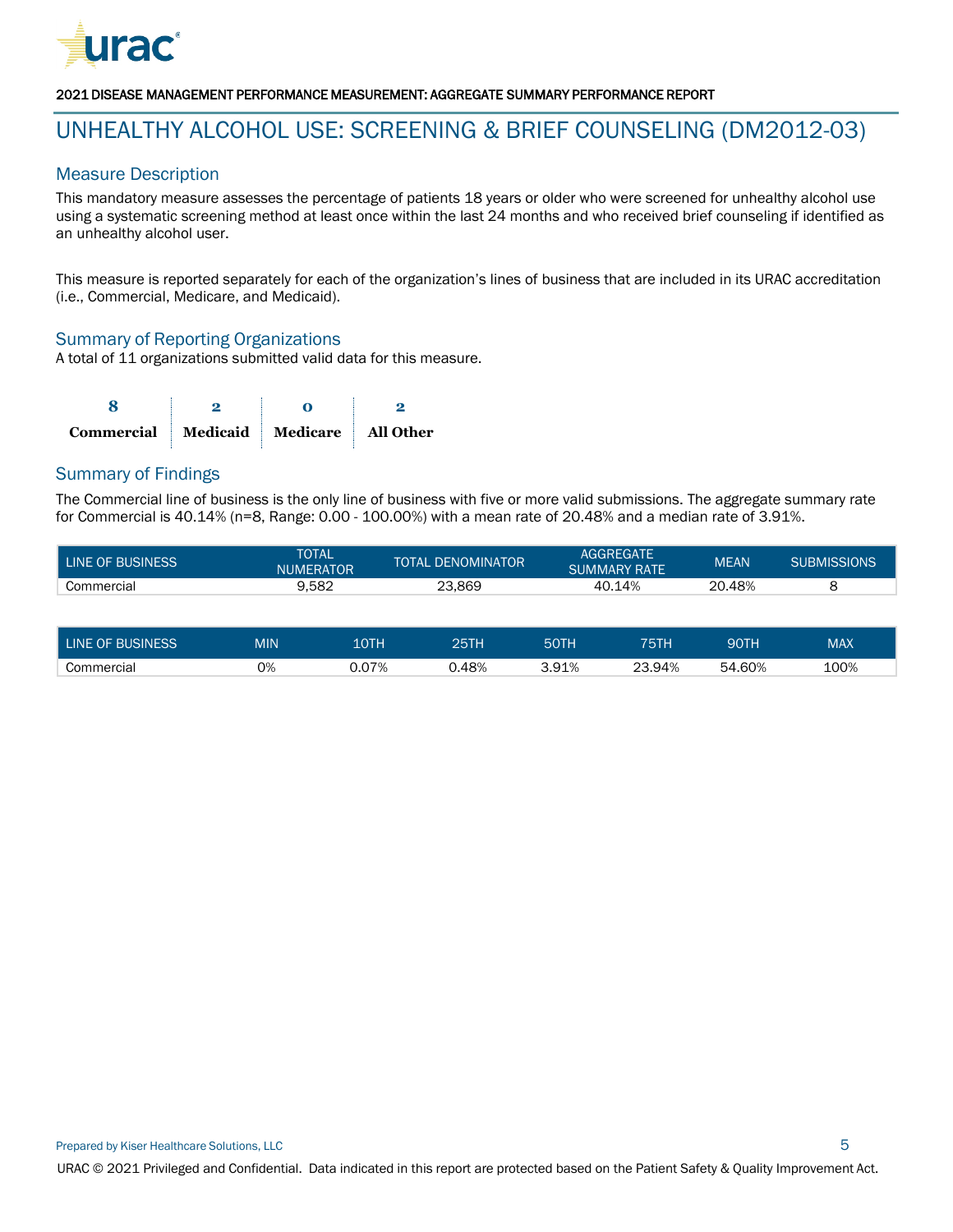2021 DISEASE MANAGEMENT PERFORMANCE MEASUREMENT: AGGREGATE SUMMARY PERFORMANCE REPORT

# UNHEALTHY ALCOHOL USE: SCREENING & BRIEF COUNSELING (DM2012-03)

## Measure Description

This mandatory measure assesses the percentage of patients 18 years or older who were screened for unhealthy alcohol use using a systematic screening method at least once within the last 24 months and who received brief counseling if identified as an unhealthy alcohol user.

This measure is reported separately for each of the organization's lines of business that are included in its URAC accreditation (i.e., Commercial, Medicare, and Medicaid).

## Summary of Reporting Organizations

A total of 11 organizations submitted valid data for this measure.

| 8 | 2 | 0 | 2 |
|---|---|---|---|
| **Commercial** | **Medicaid** | **Medicare** | **All Other** |

## Summary of Findings

The Commercial line of business is the only line of business with five or more valid submissions. The aggregate summary rate for Commercial is 40.14% (n=8, Range: 0.00 - 100.00%) with a mean rate of 20.48% and a median rate of 3.91%.

| LINE OF BUSINESS | TOTAL NUMERATOR | TOTAL DENOMINATOR | AGGREGATE SUMMARY RATE | MEAN | SUBMISSIONS |
|---|---|---|---|---|---|
| Commercial | 9,582 | 23,869 | 40.14% | 20.48% | 8 |

| LINE OF BUSINESS | MIN | 10TH | 25TH | 50TH | 75TH | 90TH | MAX |
|---|---|---|---|---|---|---|---|
| Commercial | 0% | 0.07% | 0.48% | 3.91% | 23.94% | 54.60% | 100% |

Prepared by Kiser Healthcare Solutions, LLC

URAC © 2021 Privileged and Confidential. Data indicated in this report are protected based on the Patient Safety & Quality Improvement Act.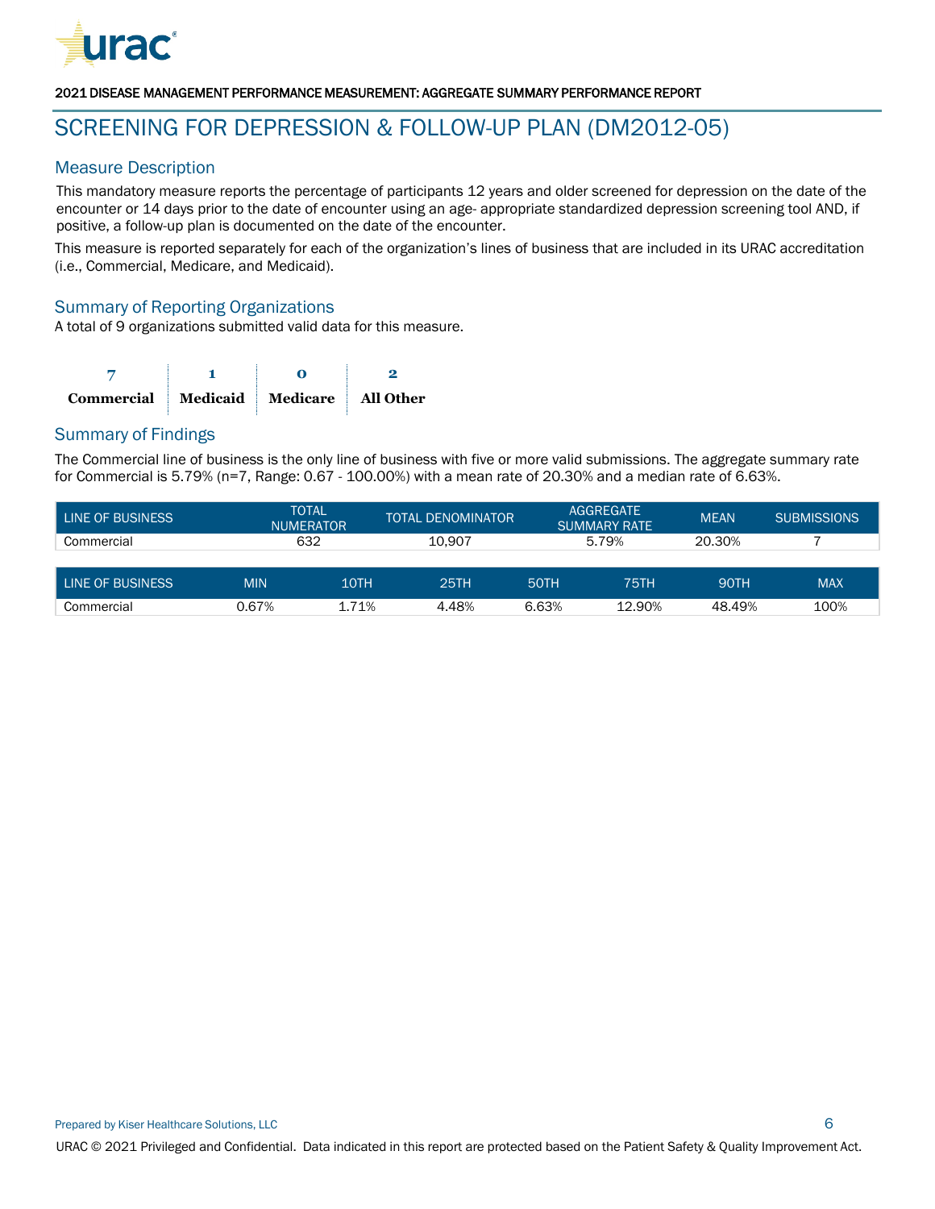2021 DISEASE MANAGEMENT PERFORMANCE MEASUREMENT: AGGREGATE SUMMARY PERFORMANCE REPORT

# SCREENING FOR DEPRESSION & FOLLOW-UP PLAN (DM2012-05)

## Measure Description

This mandatory measure reports the percentage of participants 12 years and older screened for depression on the date of the encounter or 14 days prior to the date of encounter using an age- appropriate standardized depression screening tool AND, if positive, a follow-up plan is documented on the date of the encounter.

This measure is reported separately for each of the organization's lines of business that are included in its URAC accreditation (i.e., Commercial, Medicare, and Medicaid).

## Summary of Reporting Organizations

A total of 9 organizations submitted valid data for this measure.

| 7 | 1 | 0 | 2 |
|---|---|---|---|
| **Commercial** | **Medicaid** | **Medicare** | **All Other** |

## Summary of Findings

The Commercial line of business is the only line of business with five or more valid submissions. The aggregate summary rate for Commercial is 5.79% (n=7, Range: 0.67 - 100.00%) with a mean rate of 20.30% and a median rate of 6.63%.

| LINE OF BUSINESS | TOTAL NUMERATOR | TOTAL DENOMINATOR | AGGREGATE SUMMARY RATE | MEAN | SUBMISSIONS |
|---|---|---|---|---|---|
| Commercial | 632 | 10,907 | 5.79% | 20.30% | 7 |

| LINE OF BUSINESS | MIN | 10TH | 25TH | 50TH | 75TH | 90TH | MAX |
|---|---|---|---|---|---|---|---|
| Commercial | 0.67% | 1.71% | 4.48% | 6.63% | 12.90% | 48.49% | 100% |

Prepared by Kiser Healthcare Solutions, LLC

URAC © 2021 Privileged and Confidential. Data indicated in this report are protected based on the Patient Safety & Quality Improvement Act.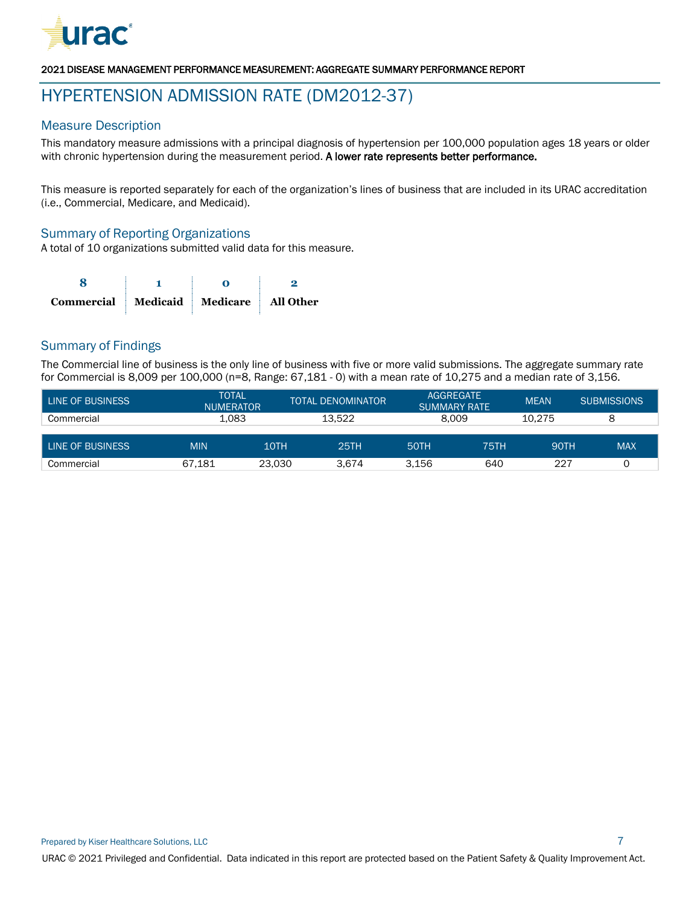2021 DISEASE MANAGEMENT PERFORMANCE MEASUREMENT: AGGREGATE SUMMARY PERFORMANCE REPORT

# HYPERTENSION ADMISSION RATE (DM2012-37)

## Measure Description

This mandatory measure admissions with a principal diagnosis of hypertension per 100,000 population ages 18 years or older with chronic hypertension during the measurement period. **A lower rate represents better performance.**

This measure is reported separately for each of the organization's lines of business that are included in its URAC accreditation (i.e., Commercial, Medicare, and Medicaid).

## Summary of Reporting Organizations

A total of 10 organizations submitted valid data for this measure.

| 8 | 1 | 0 | 2 |
|---|---|---|---|
| **Commercial** | **Medicaid** | **Medicare** | **All Other** |

## Summary of Findings

The Commercial line of business is the only line of business with five or more valid submissions. The aggregate summary rate for Commercial is 8,009 per 100,000 (n=8, Range: 67,181 - 0) with a mean rate of 10,275 and a median rate of 3,156.

| LINE OF BUSINESS | TOTAL NUMERATOR | TOTAL DENOMINATOR | AGGREGATE SUMMARY RATE | MEAN | SUBMISSIONS |
|---|---|---|---|---|---|
| Commercial | 1,083 | 13,522 | 8,009 | 10,275 | 8 |

| LINE OF BUSINESS | MIN | 10TH | 25TH | 50TH | 75TH | 90TH | MAX |
|---|---|---|---|---|---|---|---|
| Commercial | 67,181 | 23,030 | 3,674 | 3,156 | 640 | 227 | 0 |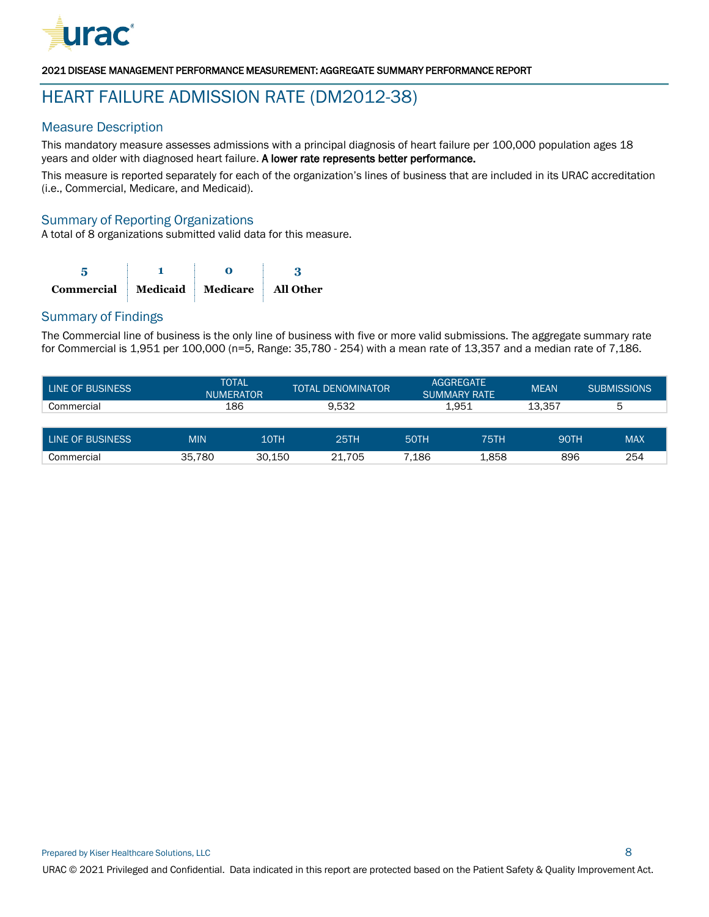2021 DISEASE MANAGEMENT PERFORMANCE MEASUREMENT: AGGREGATE SUMMARY PERFORMANCE REPORT

# HEART FAILURE ADMISSION RATE (DM2012-38)

## Measure Description

This mandatory measure assesses admissions with a principal diagnosis of heart failure per 100,000 population ages 18 years and older with diagnosed heart failure. **A lower rate represents better performance.**

This measure is reported separately for each of the organization's lines of business that are included in its URAC accreditation (i.e., Commercial, Medicare, and Medicaid).

## Summary of Reporting Organizations

A total of 8 organizations submitted valid data for this measure.

| 5 | 1 | 0 | 3 |
|---|---|---|---|
| **Commercial** | **Medicaid** | **Medicare** | **All Other** |

## Summary of Findings

The Commercial line of business is the only line of business with five or more valid submissions. The aggregate summary rate for Commercial is 1,951 per 100,000 (n=5, Range: 35,780 - 254) with a mean rate of 13,357 and a median rate of 7,186.

| LINE OF BUSINESS | TOTAL NUMERATOR | TOTAL DENOMINATOR | AGGREGATE SUMMARY RATE | MEAN | SUBMISSIONS |
|---|---|---|---|---|---|
| Commercial | 186 | 9,532 | 1,951 | 13,357 | 5 |

| LINE OF BUSINESS | MIN | 10TH | 25TH | 50TH | 75TH | 90TH | MAX |
|---|---|---|---|---|---|---|---|
| Commercial | 35,780 | 30,150 | 21,705 | 7,186 | 1,858 | 896 | 254 |

Prepared by Kiser Healthcare Solutions, LLC

URAC © 2021 Privileged and Confidential. Data indicated in this report are protected based on the Patient Safety & Quality Improvement Act.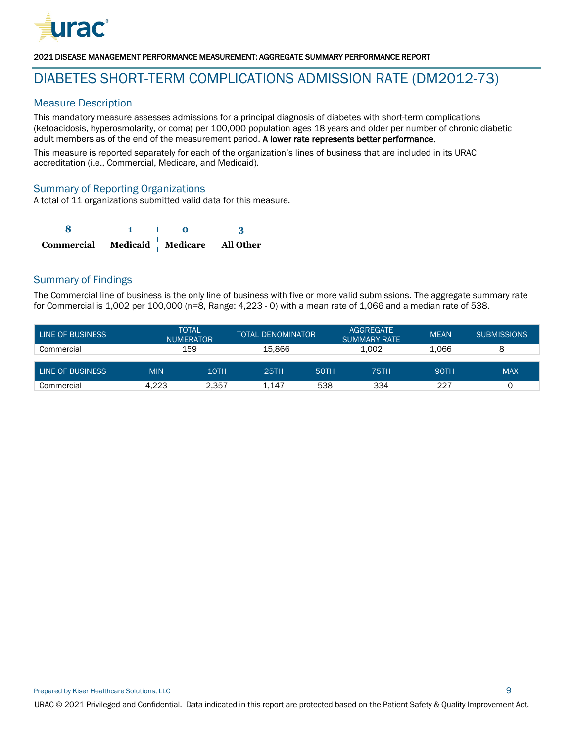# DIABETES SHORT-TERM COMPLICATIONS ADMISSION RATE (DM2012-73)

## Measure Description

This mandatory measure assesses admissions for a principal diagnosis of diabetes with short-term complications (ketoacidosis, hyperosmolarity, or coma) per 100,000 population ages 18 years and older per number of chronic diabetic adult members as of the end of the measurement period. **A lower rate represents better performance.**

This measure is reported separately for each of the organization's lines of business that are included in its URAC accreditation (i.e., Commercial, Medicare, and Medicaid).

## Summary of Reporting Organizations

A total of 11 organizations submitted valid data for this measure.

| Commercial | Medicaid | Medicare | All Other |
|---|---|---|---|
| 8 | 1 | 0 | 3 |

## Summary of Findings

The Commercial line of business is the only line of business with five or more valid submissions. The aggregate summary rate for Commercial is 1,002 per 100,000 (n=8, Range: 4,223 - 0) with a mean rate of 1,066 and a median rate of 538.

| LINE OF BUSINESS | TOTAL NUMERATOR | TOTAL DENOMINATOR | AGGREGATE SUMMARY RATE | MEAN | SUBMISSIONS |
|---|---|---|---|---|---|
| Commercial | 159 | 15,866 | 1,002 | 1,066 | 8 |

| LINE OF BUSINESS | MIN | 10TH | 25TH | 50TH | 75TH | 90TH | MAX |
|---|---|---|---|---|---|---|---|
| Commercial | 4,223 | 2,357 | 1,147 | 538 | 334 | 227 | 0 |